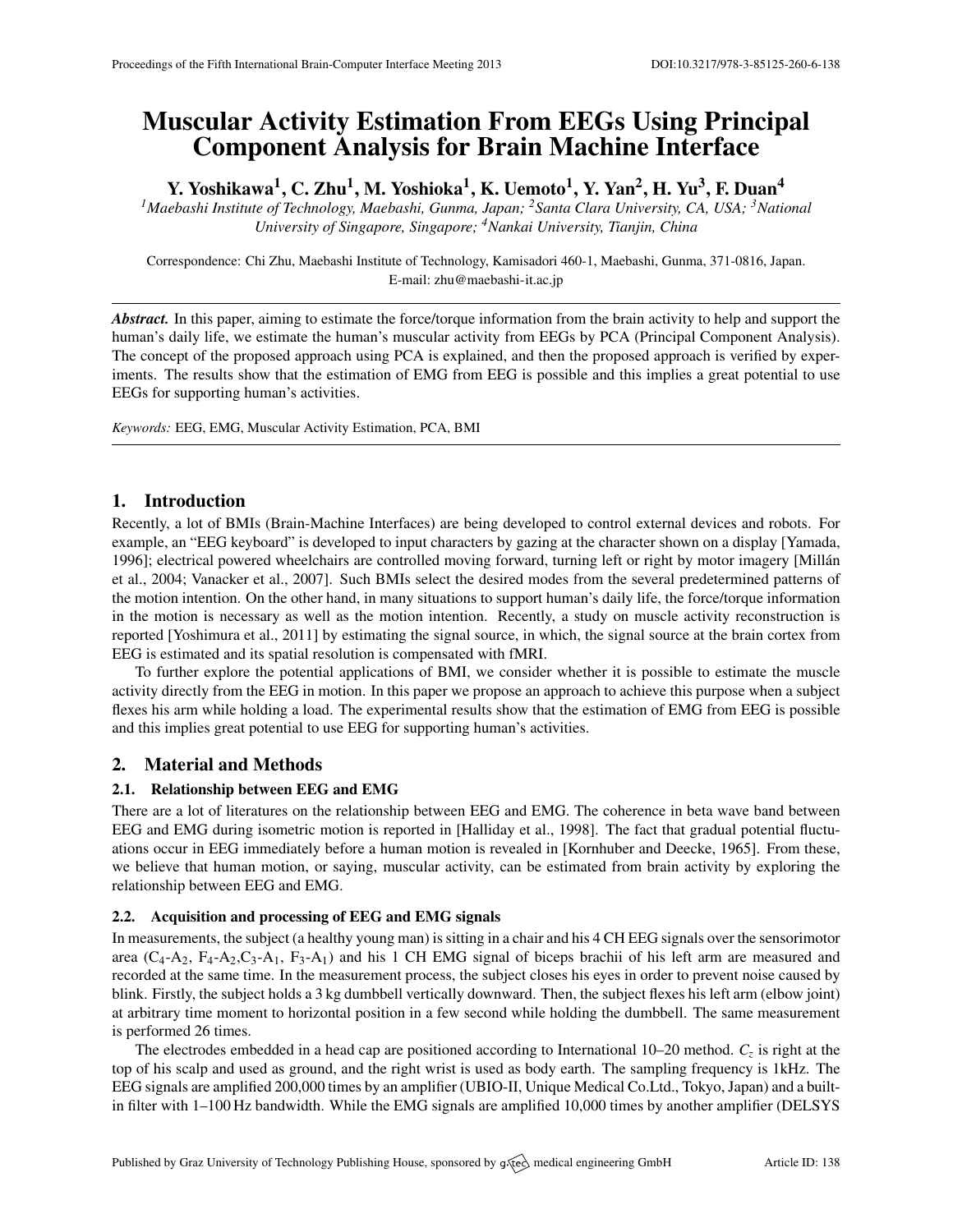# Muscular Activity Estimation From EEGs Using Principal Component Analysis for Brain Machine Interface

**Y. Yoshikawa[1], C. Zhu[1], M. Yoshioka[1], K. Uemoto[1], Y. Yan[2], H. Yu[3], F. Duan[4]**

*[1]Maebashi Institute of Technology, Maebashi, Gunma, Japan; [2]Santa Clara University, CA, USA; [3]National University of Singapore, Singapore; [4]Nankai University, Tianjin, China*

Correspondence: Chi Zhu, Maebashi Institute of Technology, Kamisadori 460-1, Maebashi, Gunma, 371-0816, Japan. E-mail: zhu@maebashi-it.ac.jp

***Abstract.*** In this paper, aiming to estimate the force/torque information from the brain activity to help and support the human's daily life, we estimate the human's muscular activity from EEGs by PCA (Principal Component Analysis). The concept of the proposed approach using PCA is explained, and then the proposed approach is verified by experiments. The results show that the estimation of EMG from EEG is possible and this implies a great potential to use EEGs for supporting human's activities.

*Keywords:* EEG, EMG, Muscular Activity Estimation, PCA, BMI

## 1. Introduction

Recently, a lot of BMIs (Brain-Machine Interfaces) are being developed to control external devices and robots. For example, an "EEG keyboard" is developed to input characters by gazing at the character shown on a display [Yamada, 1996]; electrical powered wheelchairs are controlled moving forward, turning left or right by motor imagery [Millán et al., 2004; Vanacker et al., 2007]. Such BMIs select the desired modes from the several predetermined patterns of the motion intention. On the other hand, in many situations to support human's daily life, the force/torque information in the motion is necessary as well as the motion intention. Recently, a study on muscle activity reconstruction is reported [Yoshimura et al., 2011] by estimating the signal source, in which, the signal source at the brain cortex from EEG is estimated and its spatial resolution is compensated with fMRI.

To further explore the potential applications of BMI, we consider whether it is possible to estimate the muscle activity directly from the EEG in motion. In this paper we propose an approach to achieve this purpose when a subject flexes his arm while holding a load. The experimental results show that the estimation of EMG from EEG is possible and this implies great potential to use EEG for supporting human's activities.

## 2. Material and Methods

### 2.1. Relationship between EEG and EMG

There are a lot of literatures on the relationship between EEG and EMG. The coherence in beta wave band between EEG and EMG during isometric motion is reported in [Halliday et al., 1998]. The fact that gradual potential fluctuations occur in EEG immediately before a human motion is revealed in [Kornhuber and Deecke, 1965]. From these, we believe that human motion, or saying, muscular activity, can be estimated from brain activity by exploring the relationship between EEG and EMG.

### 2.2. Acquisition and processing of EEG and EMG signals

In measurements, the subject (a healthy young man) is sitting in a chair and his 4 CH EEG signals over the sensorimotor area ($C_4$-$A_2$, $F_4$-$A_2$,$C_3$-$A_1$, $F_3$-$A_1$) and his 1 CH EMG signal of biceps brachii of his left arm are measured and recorded at the same time. In the measurement process, the subject closes his eyes in order to prevent noise caused by blink. Firstly, the subject holds a 3 kg dumbbell vertically downward. Then, the subject flexes his left arm (elbow joint) at arbitrary time moment to horizontal position in a few second while holding the dumbbell. The same measurement is performed 26 times.

The electrodes embedded in a head cap are positioned according to International 10–20 method. $C_z$ is right at the top of his scalp and used as ground, and the right wrist is used as body earth. The sampling frequency is 1kHz. The EEG signals are amplified 200,000 times by an amplifier (UBIO-II, Unique Medical Co.Ltd., Tokyo, Japan) and a built-in filter with 1–100 Hz bandwidth. While the EMG signals are amplified 10,000 times by another amplifier (DELSYS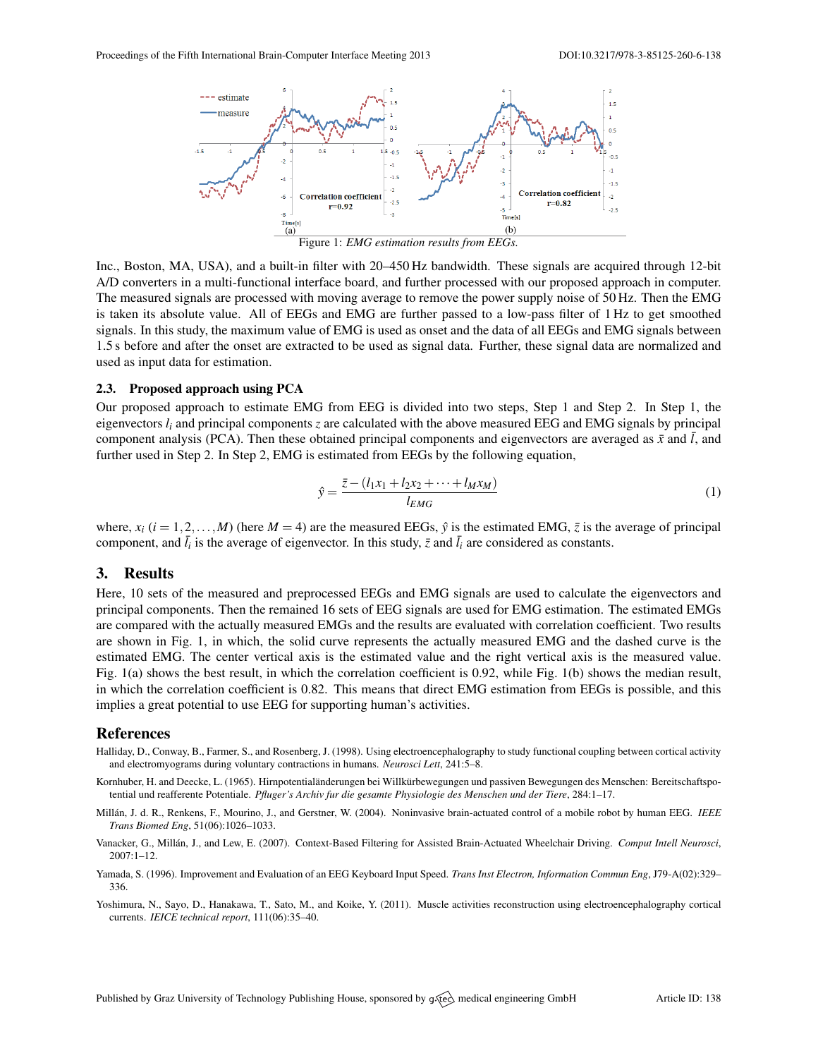estimate
measure

Correlation coefficient
r=0.92

Time[s]
(a)

Correlation coefficient
r=0.82

Time[s]
(b)

Figure 1: *EMG estimation results from EEGs.*

Inc., Boston, MA, USA), and a built-in filter with 20–450 Hz bandwidth. These signals are acquired through 12-bit A/D converters in a multi-functional interface board, and further processed with our proposed approach in computer. The measured signals are processed with moving average to remove the power supply noise of 50 Hz. Then the EMG is taken its absolute value. All of EEGs and EMG are further passed to a low-pass filter of 1 Hz to get smoothed signals. In this study, the maximum value of EMG is used as onset and the data of all EEGs and EMG signals between 1.5 s before and after the onset are extracted to be used as signal data. Further, these signal data are normalized and used as input data for estimation.

### 2.3. Proposed approach using PCA

Our proposed approach to estimate EMG from EEG is divided into two steps, Step 1 and Step 2. In Step 1, the eigenvectors $l_i$ and principal components $z$ are calculated with the above measured EEG and EMG signals by principal component analysis (PCA). Then these obtained principal components and eigenvectors are averaged as $\bar{x}$ and $\bar{l}$, and further used in Step 2. In Step 2, EMG is estimated from EEGs by the following equation,

$$\hat{y} = \frac{\bar{z} - (l_1 x_1 + l_2 x_2 + \cdots + l_M x_M)}{l_{EMG}} \tag{1}$$

where, $x_i$ $(i = 1, 2, \ldots, M)$ (here $M = 4$) are the measured EEGs, $\hat{y}$ is the estimated EMG, $\bar{z}$ is the average of principal component, and $\bar{l}_i$ is the average of eigenvector. In this study, $\bar{z}$ and $\bar{l}_i$ are considered as constants.

## 3. Results

Here, 10 sets of the measured and preprocessed EEGs and EMG signals are used to calculate the eigenvectors and principal components. Then the remained 16 sets of EEG signals are used for EMG estimation. The estimated EMGs are compared with the actually measured EMGs and the results are evaluated with correlation coefficient. Two results are shown in Fig. 1, in which, the solid curve represents the actually measured EMG and the dashed curve is the estimated EMG. The center vertical axis is the estimated value and the right vertical axis is the measured value. Fig. 1(a) shows the best result, in which the correlation coefficient is 0.92, while Fig. 1(b) shows the median result, in which the correlation coefficient is 0.82. This means that direct EMG estimation from EEGs is possible, and this implies a great potential to use EEG for supporting human's activities.

## References

Halliday, D., Conway, B., Farmer, S., and Rosenberg, J. (1998). Using electroencephalography to study functional coupling between cortical activity and electromyograms during voluntary contractions in humans. *Neurosci Lett*, 241:5–8.

Kornhuber, H. and Deecke, L. (1965). Hirnpotentialänderungen bei Willkürbewegungen und passiven Bewegungen des Menschen: Bereitschaftspotential und reafferente Potentiale. *Pfluger's Archiv fur die gesamte Physiologie des Menschen und der Tiere*, 284:1–17.

Millán, J. d. R., Renkens, F., Mourino, J., and Gerstner, W. (2004). Noninvasive brain-actuated control of a mobile robot by human EEG. *IEEE Trans Biomed Eng*, 51(06):1026–1033.

Vanacker, G., Millán, J., and Lew, E. (2007). Context-Based Filtering for Assisted Brain-Actuated Wheelchair Driving. *Comput Intell Neurosci*, 2007:1–12.

Yamada, S. (1996). Improvement and Evaluation of an EEG Keyboard Input Speed. *Trans Inst Electron, Information Commun Eng*, J79-A(02):329–336.

Yoshimura, N., Sayo, D., Hanakawa, T., Sato, M., and Koike, Y. (2011). Muscle activities reconstruction using electroencephalography cortical currents. *IEICE technical report*, 111(06):35–40.